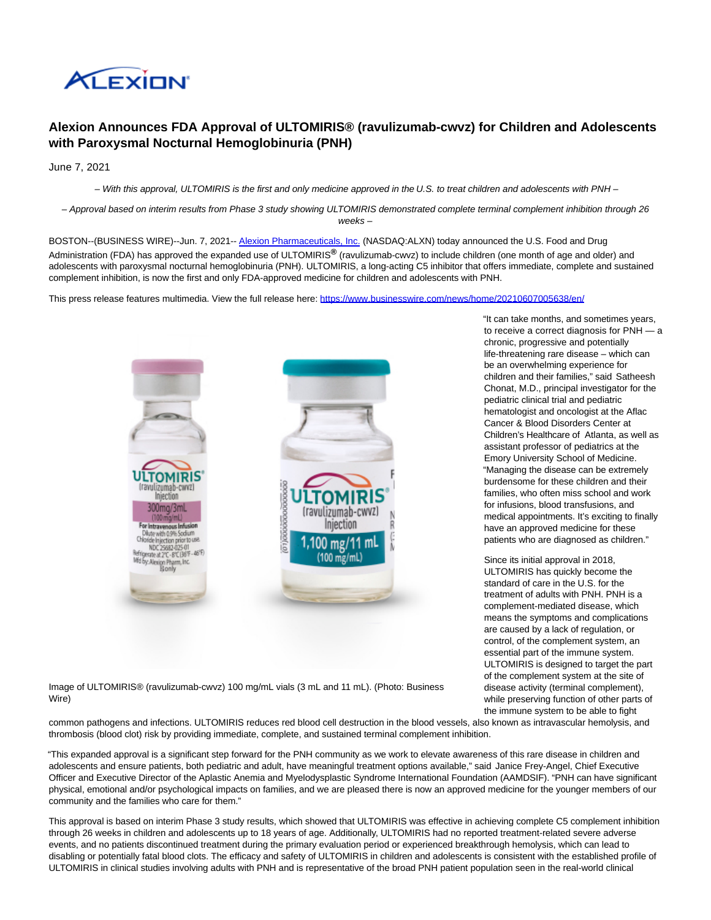# Alexion Announces FDA Approval of ULTOMIRIS® (ravulizumab-cwvz) for Children and Adolescents with Paroxysmal Nocturnal Hemoglobinuria (PNH)

June 7, 2021

*– With this approval, ULTOMIRIS is the first and only medicine approved in the U.S. to treat children and adolescents with PNH –*

*– Approval based on interim results from Phase 3 study showing ULTOMIRIS demonstrated complete terminal complement inhibition through 26 weeks –*

BOSTON--(BUSINESS WIRE)--Jun. 7, 2021-- Alexion Pharmaceuticals, Inc. (NASDAQ:ALXN) today announced the U.S. Food and Drug Administration (FDA) has approved the expanded use of ULTOMIRIS® (ravulizumab-cwvz) to include children (one month of age and older) and adolescents with paroxysmal nocturnal hemoglobinuria (PNH). ULTOMIRIS, a long-acting C5 inhibitor that offers immediate, complete and sustained complement inhibition, is now the first and only FDA-approved medicine for children and adolescents with PNH.

This press release features multimedia. View the full release here: https://www.businesswire.com/news/home/20210607005638/en/

Image of ULTOMIRIS® (ravulizumab-cwvz) 100 mg/mL vials (3 mL and 11 mL). (Photo: Business Wire)

"It can take months, and sometimes years, to receive a correct diagnosis for PNH — a chronic, progressive and potentially life-threatening rare disease – which can be an overwhelming experience for children and their families," said Satheesh Chonat, M.D., principal investigator for the pediatric clinical trial and pediatric hematologist and oncologist at the Aflac Cancer & Blood Disorders Center at Children's Healthcare of Atlanta, as well as assistant professor of pediatrics at the Emory University School of Medicine. "Managing the disease can be extremely burdensome for these children and their families, who often miss school and work for infusions, blood transfusions, and medical appointments. It's exciting to finally have an approved medicine for these patients who are diagnosed as children."

Since its initial approval in 2018, ULTOMIRIS has quickly become the standard of care in the U.S. for the treatment of adults with PNH. PNH is a complement-mediated disease, which means the symptoms and complications are caused by a lack of regulation, or control, of the complement system, an essential part of the immune system. ULTOMIRIS is designed to target the part of the complement system at the site of disease activity (terminal complement), while preserving function of other parts of the immune system to be able to fight common pathogens and infections. ULTOMIRIS reduces red blood cell destruction in the blood vessels, also known as intravascular hemolysis, and thrombosis (blood clot) risk by providing immediate, complete, and sustained terminal complement inhibition.

"This expanded approval is a significant step forward for the PNH community as we work to elevate awareness of this rare disease in children and adolescents and ensure patients, both pediatric and adult, have meaningful treatment options available," said Janice Frey-Angel, Chief Executive Officer and Executive Director of the Aplastic Anemia and Myelodysplastic Syndrome International Foundation (AAMDSIF). "PNH can have significant physical, emotional and/or psychological impacts on families, and we are pleased there is now an approved medicine for the younger members of our community and the families who care for them."

This approval is based on interim Phase 3 study results, which showed that ULTOMIRIS was effective in achieving complete C5 complement inhibition through 26 weeks in children and adolescents up to 18 years of age. Additionally, ULTOMIRIS had no reported treatment-related severe adverse events, and no patients discontinued treatment during the primary evaluation period or experienced breakthrough hemolysis, which can lead to disabling or potentially fatal blood clots. The efficacy and safety of ULTOMIRIS in children and adolescents is consistent with the established profile of ULTOMIRIS in clinical studies involving adults with PNH and is representative of the broad PNH patient population seen in the real-world clinical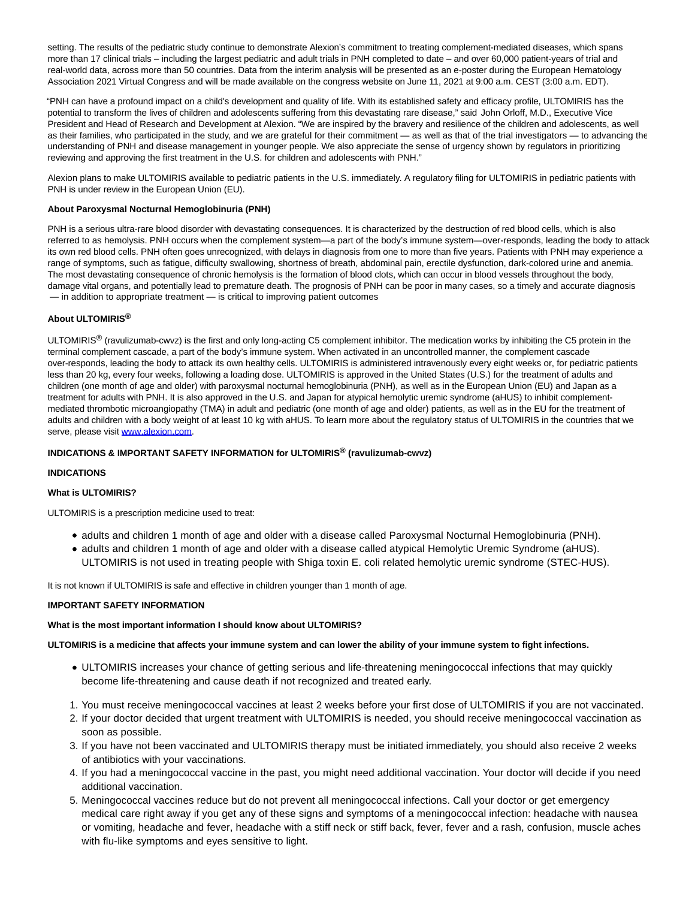setting. The results of the pediatric study continue to demonstrate Alexion's commitment to treating complement-mediated diseases, which spans more than 17 clinical trials – including the largest pediatric and adult trials in PNH completed to date – and over 60,000 patient-years of trial and real-world data, across more than 50 countries. Data from the interim analysis will be presented as an e-poster during the European Hematology Association 2021 Virtual Congress and will be made available on the congress website on June 11, 2021 at 9:00 a.m. CEST (3:00 a.m. EDT).

"PNH can have a profound impact on a child's development and quality of life. With its established safety and efficacy profile, ULTOMIRIS has the potential to transform the lives of children and adolescents suffering from this devastating rare disease," said John Orloff, M.D., Executive Vice President and Head of Research and Development at Alexion. "We are inspired by the bravery and resilience of the children and adolescents, as well as their families, who participated in the study, and we are grateful for their commitment — as well as that of the trial investigators — to advancing the understanding of PNH and disease management in younger people. We also appreciate the sense of urgency shown by regulators in prioritizing reviewing and approving the first treatment in the U.S. for children and adolescents with PNH."

Alexion plans to make ULTOMIRIS available to pediatric patients in the U.S. immediately. A regulatory filing for ULTOMIRIS in pediatric patients with PNH is under review in the European Union (EU).

**About Paroxysmal Nocturnal Hemoglobinuria (PNH)**

PNH is a serious ultra-rare blood disorder with devastating consequences. It is characterized by the destruction of red blood cells, which is also referred to as hemolysis. PNH occurs when the complement system—a part of the body's immune system—over-responds, leading the body to attack its own red blood cells. PNH often goes unrecognized, with delays in diagnosis from one to more than five years. Patients with PNH may experience a range of symptoms, such as fatigue, difficulty swallowing, shortness of breath, abdominal pain, erectile dysfunction, dark-colored urine and anemia. The most devastating consequence of chronic hemolysis is the formation of blood clots, which can occur in blood vessels throughout the body, damage vital organs, and potentially lead to premature death. The prognosis of PNH can be poor in many cases, so a timely and accurate diagnosis — in addition to appropriate treatment — is critical to improving patient outcomes

**About ULTOMIRIS®**

ULTOMIRIS® (ravulizumab-cwvz) is the first and only long-acting C5 complement inhibitor. The medication works by inhibiting the C5 protein in the terminal complement cascade, a part of the body's immune system. When activated in an uncontrolled manner, the complement cascade over-responds, leading the body to attack its own healthy cells. ULTOMIRIS is administered intravenously every eight weeks or, for pediatric patients less than 20 kg, every four weeks, following a loading dose. ULTOMIRIS is approved in the United States (U.S.) for the treatment of adults and children (one month of age and older) with paroxysmal nocturnal hemoglobinuria (PNH), as well as in the European Union (EU) and Japan as a treatment for adults with PNH. It is also approved in the U.S. and Japan for atypical hemolytic uremic syndrome (aHUS) to inhibit complement-mediated thrombotic microangiopathy (TMA) in adult and pediatric (one month of age and older) patients, as well as in the EU for the treatment of adults and children with a body weight of at least 10 kg with aHUS. To learn more about the regulatory status of ULTOMIRIS in the countries that we serve, please visit www.alexion.com.

**INDICATIONS & IMPORTANT SAFETY INFORMATION for ULTOMIRIS® (ravulizumab-cwvz)**

**INDICATIONS**

**What is ULTOMIRIS?**

ULTOMIRIS is a prescription medicine used to treat:

- adults and children 1 month of age and older with a disease called Paroxysmal Nocturnal Hemoglobinuria (PNH).
- adults and children 1 month of age and older with a disease called atypical Hemolytic Uremic Syndrome (aHUS). ULTOMIRIS is not used in treating people with Shiga toxin E. coli related hemolytic uremic syndrome (STEC-HUS).

It is not known if ULTOMIRIS is safe and effective in children younger than 1 month of age.

**IMPORTANT SAFETY INFORMATION**

**What is the most important information I should know about ULTOMIRIS?**

**ULTOMIRIS is a medicine that affects your immune system and can lower the ability of your immune system to fight infections.**

- ULTOMIRIS increases your chance of getting serious and life-threatening meningococcal infections that may quickly become life-threatening and cause death if not recognized and treated early.

1. You must receive meningococcal vaccines at least 2 weeks before your first dose of ULTOMIRIS if you are not vaccinated.
2. If your doctor decided that urgent treatment with ULTOMIRIS is needed, you should receive meningococcal vaccination as soon as possible.
3. If you have not been vaccinated and ULTOMIRIS therapy must be initiated immediately, you should also receive 2 weeks of antibiotics with your vaccinations.
4. If you had a meningococcal vaccine in the past, you might need additional vaccination. Your doctor will decide if you need additional vaccination.
5. Meningococcal vaccines reduce but do not prevent all meningococcal infections. Call your doctor or get emergency medical care right away if you get any of these signs and symptoms of a meningococcal infection: headache with nausea or vomiting, headache and fever, headache with a stiff neck or stiff back, fever, fever and a rash, confusion, muscle aches with flu-like symptoms and eyes sensitive to light.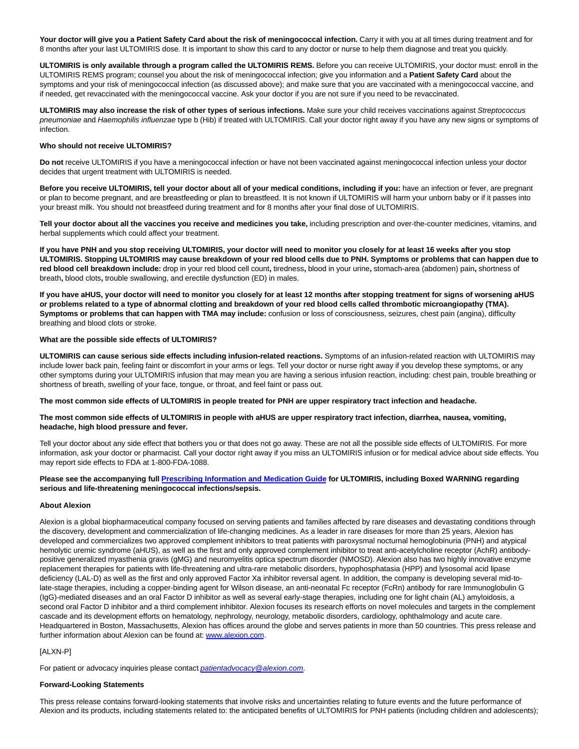**Your doctor will give you a Patient Safety Card about the risk of meningococcal infection.** Carry it with you at all times during treatment and for 8 months after your last ULTOMIRIS dose. It is important to show this card to any doctor or nurse to help them diagnose and treat you quickly.

**ULTOMIRIS is only available through a program called the ULTOMIRIS REMS.** Before you can receive ULTOMIRIS, your doctor must: enroll in the ULTOMIRIS REMS program; counsel you about the risk of meningococcal infection; give you information and a **Patient Safety Card** about the symptoms and your risk of meningococcal infection (as discussed above); and make sure that you are vaccinated with a meningococcal vaccine, and if needed, get revaccinated with the meningococcal vaccine. Ask your doctor if you are not sure if you need to be revaccinated.

**ULTOMIRIS may also increase the risk of other types of serious infections.** Make sure your child receives vaccinations against *Streptococcus pneumoniae* and *Haemophilis influenzae* type b (Hib) if treated with ULTOMIRIS. Call your doctor right away if you have any new signs or symptoms of infection.

**Who should not receive ULTOMIRIS?**

**Do not** receive ULTOMIRIS if you have a meningococcal infection or have not been vaccinated against meningococcal infection unless your doctor decides that urgent treatment with ULTOMIRIS is needed.

**Before you receive ULTOMIRIS, tell your doctor about all of your medical conditions, including if you:** have an infection or fever, are pregnant or plan to become pregnant, and are breastfeeding or plan to breastfeed. It is not known if ULTOMIRIS will harm your unborn baby or if it passes into your breast milk. You should not breastfeed during treatment and for 8 months after your final dose of ULTOMIRIS.

**Tell your doctor about all the vaccines you receive and medicines you take,** including prescription and over-the-counter medicines, vitamins, and herbal supplements which could affect your treatment.

**If you have PNH and you stop receiving ULTOMIRIS, your doctor will need to monitor you closely for at least 16 weeks after you stop ULTOMIRIS. Stopping ULTOMIRIS may cause breakdown of your red blood cells due to PNH. Symptoms or problems that can happen due to red blood cell breakdown include:** drop in your red blood cell count**,** tiredness**,** blood in your urine**,** stomach-area (abdomen) pain**,** shortness of breath**,** blood clots**,** trouble swallowing, and erectile dysfunction (ED) in males.

**If you have aHUS, your doctor will need to monitor you closely for at least 12 months after stopping treatment for signs of worsening aHUS or problems related to a type of abnormal clotting and breakdown of your red blood cells called thrombotic microangiopathy (TMA). Symptoms or problems that can happen with TMA may include:** confusion or loss of consciousness, seizures, chest pain (angina), difficulty breathing and blood clots or stroke.

**What are the possible side effects of ULTOMIRIS?**

**ULTOMIRIS can cause serious side effects including infusion-related reactions.** Symptoms of an infusion-related reaction with ULTOMIRIS may include lower back pain, feeling faint or discomfort in your arms or legs. Tell your doctor or nurse right away if you develop these symptoms, or any other symptoms during your ULTOMIRIS infusion that may mean you are having a serious infusion reaction, including: chest pain, trouble breathing or shortness of breath, swelling of your face, tongue, or throat, and feel faint or pass out.

**The most common side effects of ULTOMIRIS in people treated for PNH are upper respiratory tract infection and headache.**

**The most common side effects of ULTOMIRIS in people with aHUS are upper respiratory tract infection, diarrhea, nausea, vomiting, headache, high blood pressure and fever.**

Tell your doctor about any side effect that bothers you or that does not go away. These are not all the possible side effects of ULTOMIRIS. For more information, ask your doctor or pharmacist. Call your doctor right away if you miss an ULTOMIRIS infusion or for medical advice about side effects. You may report side effects to FDA at 1-800-FDA-1088.

**Please see the accompanying full [Prescribing Information and Medication Guide](#) for ULTOMIRIS, including Boxed WARNING regarding serious and life-threatening meningococcal infections/sepsis.**

**About Alexion**

Alexion is a global biopharmaceutical company focused on serving patients and families affected by rare diseases and devastating conditions through the discovery, development and commercialization of life-changing medicines. As a leader in rare diseases for more than 25 years, Alexion has developed and commercializes two approved complement inhibitors to treat patients with paroxysmal nocturnal hemoglobinuria (PNH) and atypical hemolytic uremic syndrome (aHUS), as well as the first and only approved complement inhibitor to treat anti-acetylcholine receptor (AchR) antibody-positive generalized myasthenia gravis (gMG) and neuromyelitis optica spectrum disorder (NMOSD). Alexion also has two highly innovative enzyme replacement therapies for patients with life-threatening and ultra-rare metabolic disorders, hypophosphatasia (HPP) and lysosomal acid lipase deficiency (LAL-D) as well as the first and only approved Factor Xa inhibitor reversal agent. In addition, the company is developing several mid-to-late-stage therapies, including a copper-binding agent for Wilson disease, an anti-neonatal Fc receptor (FcRn) antibody for rare Immunoglobulin G (IgG)-mediated diseases and an oral Factor D inhibitor as well as several early-stage therapies, including one for light chain (AL) amyloidosis, a second oral Factor D inhibitor and a third complement inhibitor. Alexion focuses its research efforts on novel molecules and targets in the complement cascade and its development efforts on hematology, nephrology, neurology, metabolic disorders, cardiology, ophthalmology and acute care. Headquartered in Boston, Massachusetts, Alexion has offices around the globe and serves patients in more than 50 countries. This press release and further information about Alexion can be found at: [www.alexion.com](http://www.alexion.com).

[ALXN-P]

For patient or advocacy inquiries please contact *[patientadvocacy@alexion.com](mailto:patientadvocacy@alexion.com)*.

**Forward-Looking Statements**

This press release contains forward-looking statements that involve risks and uncertainties relating to future events and the future performance of Alexion and its products, including statements related to: the anticipated benefits of ULTOMIRIS for PNH patients (including children and adolescents);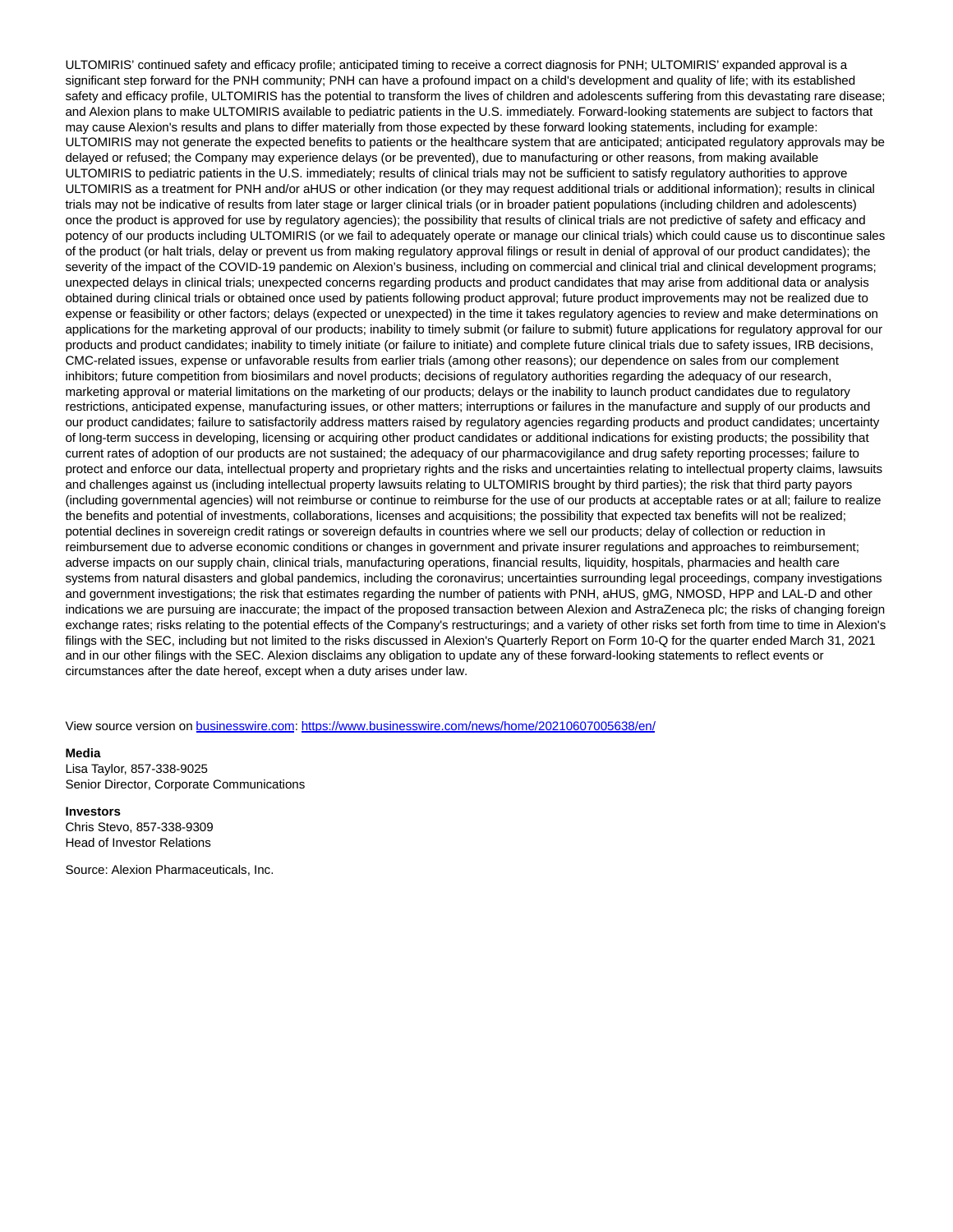ULTOMIRIS' continued safety and efficacy profile; anticipated timing to receive a correct diagnosis for PNH; ULTOMIRIS' expanded approval is a significant step forward for the PNH community; PNH can have a profound impact on a child's development and quality of life; with its established safety and efficacy profile, ULTOMIRIS has the potential to transform the lives of children and adolescents suffering from this devastating rare disease; and Alexion plans to make ULTOMIRIS available to pediatric patients in the U.S. immediately. Forward-looking statements are subject to factors that may cause Alexion's results and plans to differ materially from those expected by these forward looking statements, including for example: ULTOMIRIS may not generate the expected benefits to patients or the healthcare system that are anticipated; anticipated regulatory approvals may be delayed or refused; the Company may experience delays (or be prevented), due to manufacturing or other reasons, from making available ULTOMIRIS to pediatric patients in the U.S. immediately; results of clinical trials may not be sufficient to satisfy regulatory authorities to approve ULTOMIRIS as a treatment for PNH and/or aHUS or other indication (or they may request additional trials or additional information); results in clinical trials may not be indicative of results from later stage or larger clinical trials (or in broader patient populations (including children and adolescents) once the product is approved for use by regulatory agencies); the possibility that results of clinical trials are not predictive of safety and efficacy and potency of our products including ULTOMIRIS (or we fail to adequately operate or manage our clinical trials) which could cause us to discontinue sales of the product (or halt trials, delay or prevent us from making regulatory approval filings or result in denial of approval of our product candidates); the severity of the impact of the COVID-19 pandemic on Alexion's business, including on commercial and clinical trial and clinical development programs; unexpected delays in clinical trials; unexpected concerns regarding products and product candidates that may arise from additional data or analysis obtained during clinical trials or obtained once used by patients following product approval; future product improvements may not be realized due to expense or feasibility or other factors; delays (expected or unexpected) in the time it takes regulatory agencies to review and make determinations on applications for the marketing approval of our products; inability to timely submit (or failure to submit) future applications for regulatory approval for our products and product candidates; inability to timely initiate (or failure to initiate) and complete future clinical trials due to safety issues, IRB decisions, CMC-related issues, expense or unfavorable results from earlier trials (among other reasons); our dependence on sales from our complement inhibitors; future competition from biosimilars and novel products; decisions of regulatory authorities regarding the adequacy of our research, marketing approval or material limitations on the marketing of our products; delays or the inability to launch product candidates due to regulatory restrictions, anticipated expense, manufacturing issues, or other matters; interruptions or failures in the manufacture and supply of our products and our product candidates; failure to satisfactorily address matters raised by regulatory agencies regarding products and product candidates; uncertainty of long-term success in developing, licensing or acquiring other product candidates or additional indications for existing products; the possibility that current rates of adoption of our products are not sustained; the adequacy of our pharmacovigilance and drug safety reporting processes; failure to protect and enforce our data, intellectual property and proprietary rights and the risks and uncertainties relating to intellectual property claims, lawsuits and challenges against us (including intellectual property lawsuits relating to ULTOMIRIS brought by third parties); the risk that third party payors (including governmental agencies) will not reimburse or continue to reimburse for the use of our products at acceptable rates or at all; failure to realize the benefits and potential of investments, collaborations, licenses and acquisitions; the possibility that expected tax benefits will not be realized; potential declines in sovereign credit ratings or sovereign defaults in countries where we sell our products; delay of collection or reduction in reimbursement due to adverse economic conditions or changes in government and private insurer regulations and approaches to reimbursement; adverse impacts on our supply chain, clinical trials, manufacturing operations, financial results, liquidity, hospitals, pharmacies and health care systems from natural disasters and global pandemics, including the coronavirus; uncertainties surrounding legal proceedings, company investigations and government investigations; the risk that estimates regarding the number of patients with PNH, aHUS, gMG, NMOSD, HPP and LAL-D and other indications we are pursuing are inaccurate; the impact of the proposed transaction between Alexion and AstraZeneca plc; the risks of changing foreign exchange rates; risks relating to the potential effects of the Company's restructurings; and a variety of other risks set forth from time to time in Alexion's filings with the SEC, including but not limited to the risks discussed in Alexion's Quarterly Report on Form 10-Q for the quarter ended March 31, 2021 and in our other filings with the SEC. Alexion disclaims any obligation to update any of these forward-looking statements to reflect events or circumstances after the date hereof, except when a duty arises under law.

View source version on businesswire.com: https://www.businesswire.com/news/home/20210607005638/en/

**Media**
Lisa Taylor, 857-338-9025
Senior Director, Corporate Communications

**Investors**
Chris Stevo, 857-338-9309
Head of Investor Relations

Source: Alexion Pharmaceuticals, Inc.